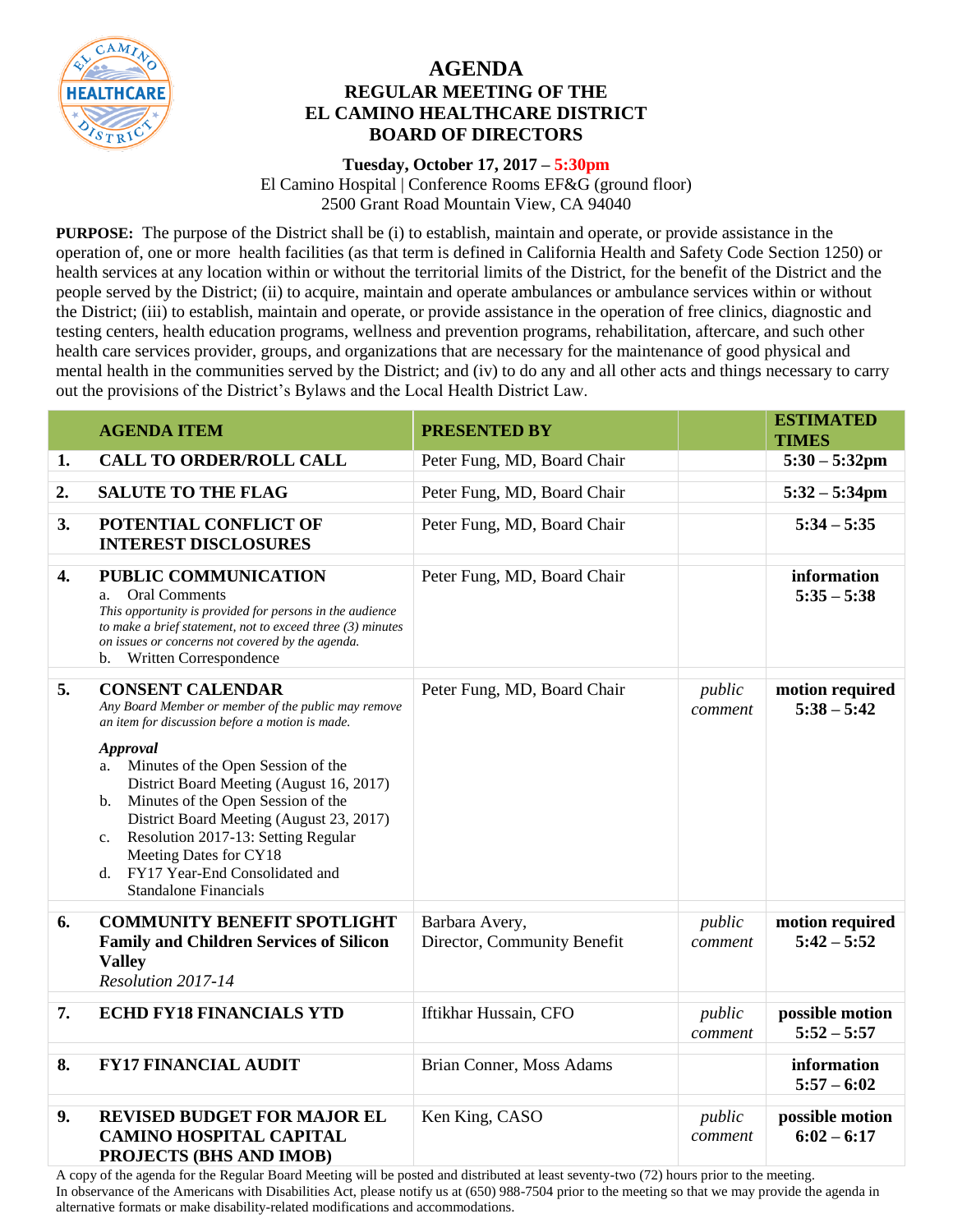# AGENDA

## REGULAR MEETING OF THE EL CAMINO HEALTHCARE DISTRICT BOARD OF DIRECTORS

**Tuesday, October 17, 2017 – 5:30pm**
El Camino Hospital | Conference Rooms EF&G (ground floor)
2500 Grant Road Mountain View, CA 94040

**PURPOSE:** The purpose of the District shall be (i) to establish, maintain and operate, or provide assistance in the operation of, one or more health facilities (as that term is defined in California Health and Safety Code Section 1250) or health services at any location within or without the territorial limits of the District, for the benefit of the District and the people served by the District; (ii) to acquire, maintain and operate ambulances or ambulance services within or without the District; (iii) to establish, maintain and operate, or provide assistance in the operation of free clinics, diagnostic and testing centers, health education programs, wellness and prevention programs, rehabilitation, aftercare, and such other health care services provider, groups, and organizations that are necessary for the maintenance of good physical and mental health in the communities served by the District; and (iv) to do any and all other acts and things necessary to carry out the provisions of the District's Bylaws and the Local Health District Law.

| | AGENDA ITEM | PRESENTED BY | | ESTIMATED TIMES |
|---|---|---|---|---|
| 1. | **CALL TO ORDER/ROLL CALL** | Peter Fung, MD, Board Chair | | **5:30 – 5:32pm** |
| 2. | **SALUTE TO THE FLAG** | Peter Fung, MD, Board Chair | | **5:32 – 5:34pm** |
| 3. | **POTENTIAL CONFLICT OF INTEREST DISCLOSURES** | Peter Fung, MD, Board Chair | | **5:34 – 5:35** |
| 4. | **PUBLIC COMMUNICATION**<br>a. Oral Comments<br>*This opportunity is provided for persons in the audience to make a brief statement, not to exceed three (3) minutes on issues or concerns not covered by the agenda.*<br>b. Written Correspondence | Peter Fung, MD, Board Chair | | **information**<br>**5:35 – 5:38** |
| 5. | **CONSENT CALENDAR**<br>*Any Board Member or member of the public may remove an item for discussion before a motion is made.*<br>***Approval***<br>a. Minutes of the Open Session of the District Board Meeting (August 16, 2017)<br>b. Minutes of the Open Session of the District Board Meeting (August 23, 2017)<br>c. Resolution 2017-13: Setting Regular Meeting Dates for CY18<br>d. FY17 Year-End Consolidated and Standalone Financials | Peter Fung, MD, Board Chair | *public comment* | **motion required**<br>**5:38 – 5:42** |
| 6. | **COMMUNITY BENEFIT SPOTLIGHT Family and Children Services of Silicon Valley**<br>*Resolution 2017-14* | Barbara Avery, Director, Community Benefit | *public comment* | **motion required**<br>**5:42 – 5:52** |
| 7. | **ECHD FY18 FINANCIALS YTD** | Iftikhar Hussain, CFO | *public comment* | **possible motion**<br>**5:52 – 5:57** |
| 8. | **FY17 FINANCIAL AUDIT** | Brian Conner, Moss Adams | | **information**<br>**5:57 – 6:02** |
| 9. | **REVISED BUDGET FOR MAJOR EL CAMINO HOSPITAL CAPITAL PROJECTS (BHS AND IMOB)** | Ken King, CASO | *public comment* | **possible motion**<br>**6:02 – 6:17** |

A copy of the agenda for the Regular Board Meeting will be posted and distributed at least seventy-two (72) hours prior to the meeting.
In observance of the Americans with Disabilities Act, please notify us at (650) 988-7504 prior to the meeting so that we may provide the agenda in alternative formats or make disability-related modifications and accommodations.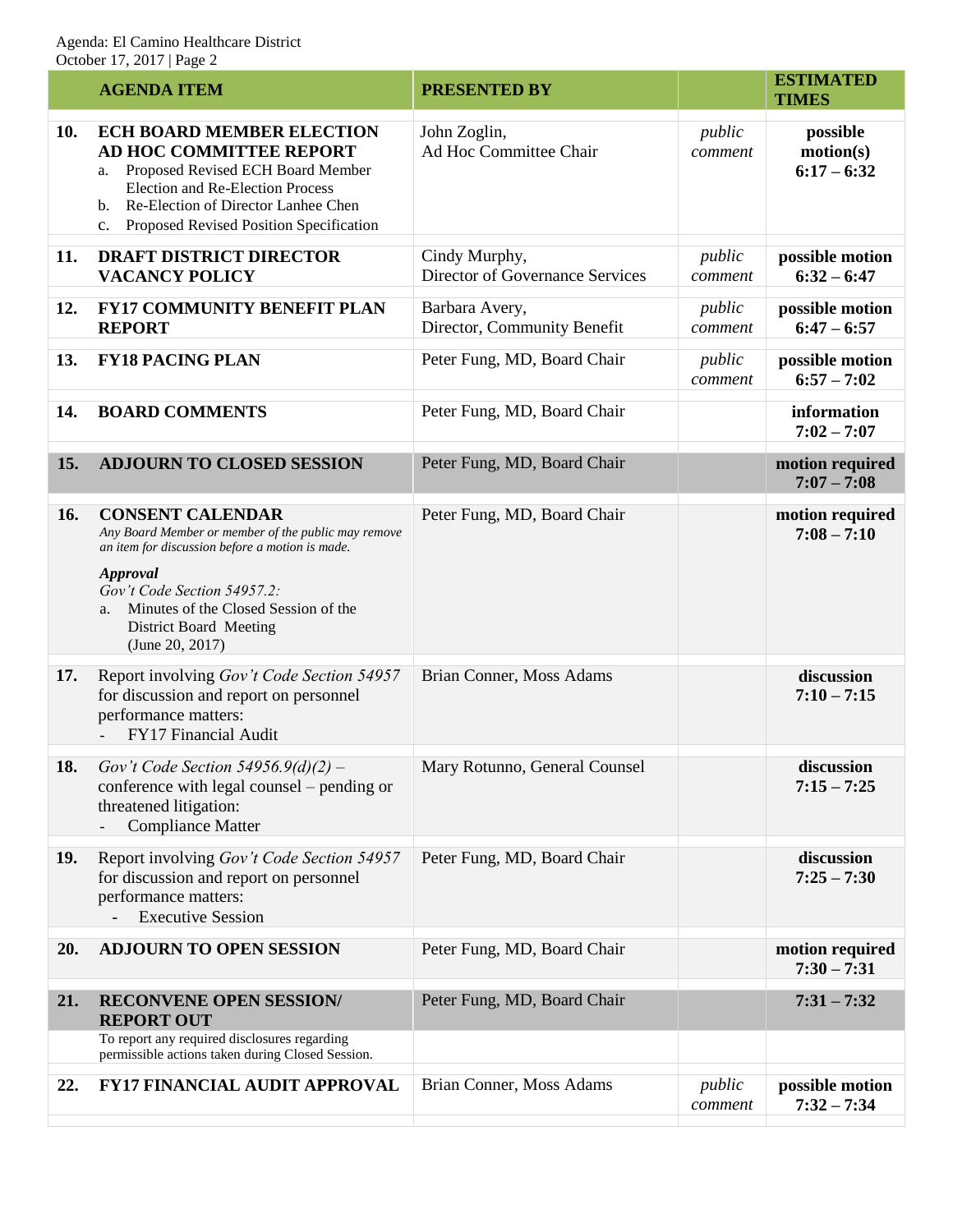| | AGENDA ITEM | PRESENTED BY | | ESTIMATED TIMES |
|---|---|---|---|---|
| 10. | **ECH BOARD MEMBER ELECTION AD HOC COMMITTEE REPORT**<br>a. Proposed Revised ECH Board Member Election and Re-Election Process<br>b. Re-Election of Director Lanhee Chen<br>c. Proposed Revised Position Specification | John Zoglin, Ad Hoc Committee Chair | *public comment* | **possible motion(s) 6:17 – 6:32** |
| 11. | **DRAFT DISTRICT DIRECTOR VACANCY POLICY** | Cindy Murphy, Director of Governance Services | *public comment* | **possible motion 6:32 – 6:47** |
| 12. | **FY17 COMMUNITY BENEFIT PLAN REPORT** | Barbara Avery, Director, Community Benefit | *public comment* | **possible motion 6:47 – 6:57** |
| 13. | **FY18 PACING PLAN** | Peter Fung, MD, Board Chair | *public comment* | **possible motion 6:57 – 7:02** |
| 14. | **BOARD COMMENTS** | Peter Fung, MD, Board Chair | | **information 7:02 – 7:07** |
| 15. | **ADJOURN TO CLOSED SESSION** | Peter Fung, MD, Board Chair | | **motion required 7:07 – 7:08** |
| 16. | **CONSENT CALENDAR**<br>*Any Board Member or member of the public may remove an item for discussion before a motion is made.*<br>***Approval***<br>*Gov't Code Section 54957.2:*<br>a. Minutes of the Closed Session of the District Board Meeting (June 20, 2017) | Peter Fung, MD, Board Chair | | **motion required 7:08 – 7:10** |
| 17. | Report involving *Gov't Code Section 54957* for discussion and report on personnel performance matters:<br>- FY17 Financial Audit | Brian Conner, Moss Adams | | **discussion 7:10 – 7:15** |
| 18. | *Gov't Code Section 54956.9(d)(2) –* conference with legal counsel – pending or threatened litigation:<br>- Compliance Matter | Mary Rotunno, General Counsel | | **discussion 7:15 – 7:25** |
| 19. | Report involving *Gov't Code Section 54957* for discussion and report on personnel performance matters:<br>- Executive Session | Peter Fung, MD, Board Chair | | **discussion 7:25 – 7:30** |
| 20. | **ADJOURN TO OPEN SESSION** | Peter Fung, MD, Board Chair | | **motion required 7:30 – 7:31** |
| 21. | **RECONVENE OPEN SESSION/ REPORT OUT**<br>To report any required disclosures regarding permissible actions taken during Closed Session. | Peter Fung, MD, Board Chair | | **7:31 – 7:32** |
| 22. | **FY17 FINANCIAL AUDIT APPROVAL** | Brian Conner, Moss Adams | *public comment* | **possible motion 7:32 – 7:34** |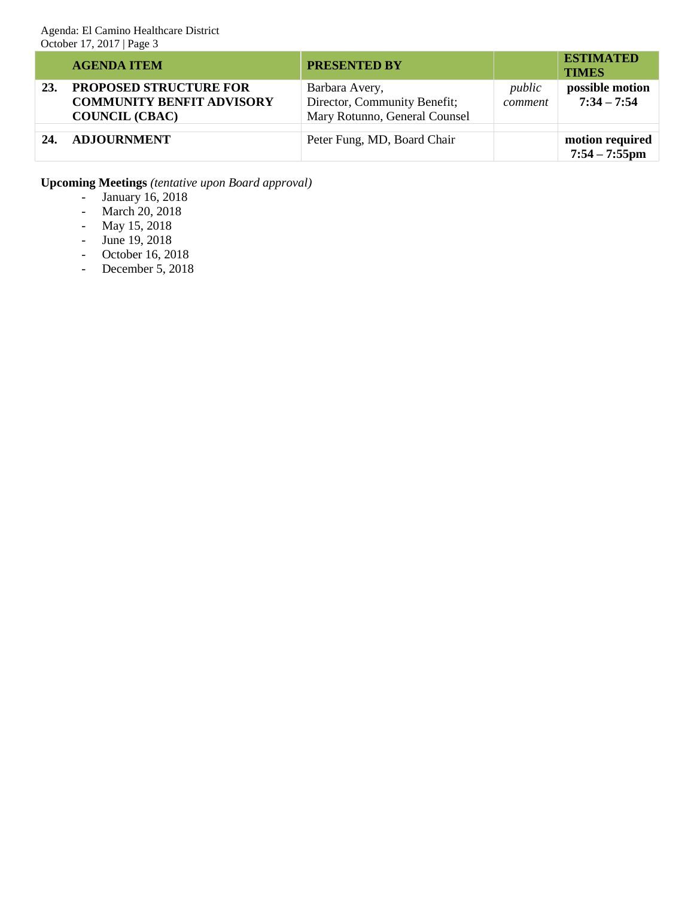| | AGENDA ITEM | PRESENTED BY | | ESTIMATED TIMES |
|---|---|---|---|---|
| 23. | **PROPOSED STRUCTURE FOR COMMUNITY BENFIT ADVISORY COUNCIL (CBAC)** | Barbara Avery, Director, Community Benefit; Mary Rotunno, General Counsel | *public comment* | **possible motion 7:34 – 7:54** |
| 24. | **ADJOURNMENT** | Peter Fung, MD, Board Chair | | **motion required 7:54 – 7:55pm** |

**Upcoming Meetings** *(tentative upon Board approval)*

- January 16, 2018
- March 20, 2018
- May 15, 2018
- June 19, 2018
- October 16, 2018
- December 5, 2018